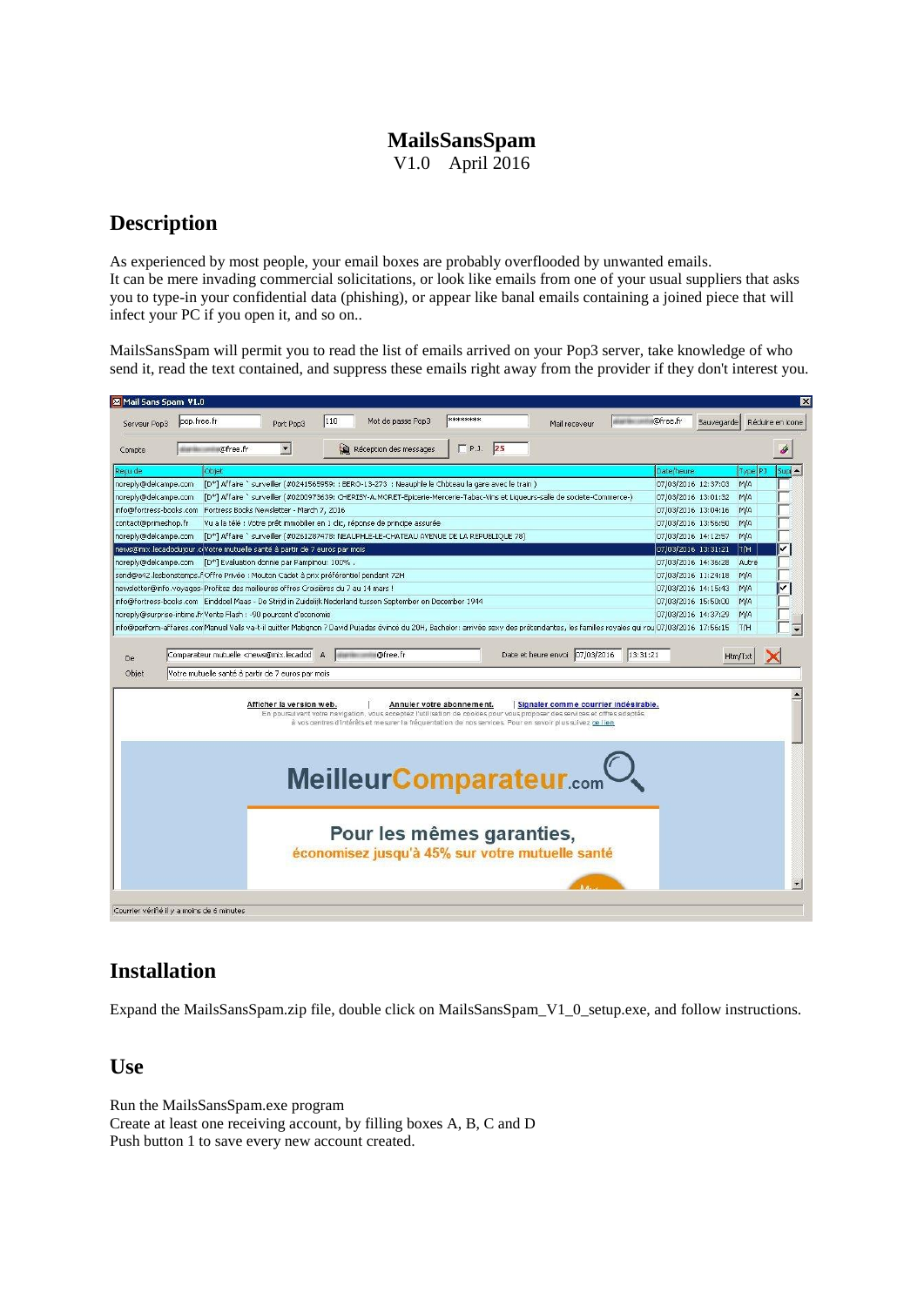# MailsSansSpam

V1.0 April 2016

## Description

As experienced by most people, your email boxes are probably overflooded by unwanted emails.
It can be mere invading commercial solicitations, or look like emails from one of your usual suppliers that asks you to type-in your confidential data (phishing), or appear like banal emails containing a joined piece that will infect your PC if you open it, and so on..

MailsSansSpam will permit you to read the list of emails arrived on your Pop3 server, take knowledge of who send it, read the text contained, and suppress these emails right away from the provider if they don't interest you.

## Installation

Expand the MailsSansSpam.zip file, double click on MailsSansSpam_V1_0_setup.exe, and follow instructions.

## Use

Run the MailsSansSpam.exe program
Create at least one receiving account, by filling boxes A, B, C and D
Push button 1 to save every new account created.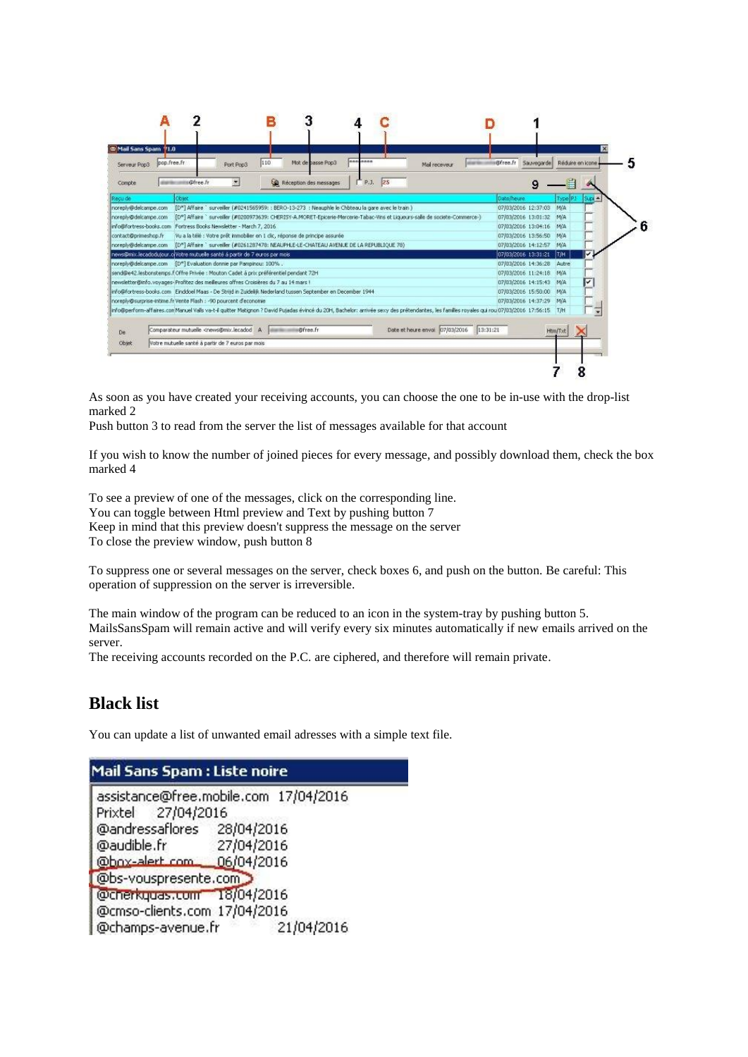As soon as you have created your receiving accounts, you can choose the one to be in-use with the drop-list marked 2

Push button 3 to read from the server the list of messages available for that account

If you wish to know the number of joined pieces for every message, and possibly download them, check the box marked 4

To see a preview of one of the messages, click on the corresponding line.

You can toggle between Html preview and Text by pushing button 7

Keep in mind that this preview doesn't suppress the message on the server

To close the preview window, push button 8

To suppress one or several messages on the server, check boxes 6, and push on the button. Be careful: This operation of suppression on the server is irreversible.

The main window of the program can be reduced to an icon in the system-tray by pushing button 5.

MailsSansSpam will remain active and will verify every six minutes automatically if new emails arrived on the server.

The receiving accounts recorded on the P.C. are ciphered, and therefore will remain private.

## Black list

You can update a list of unwanted email adresses with a simple text file.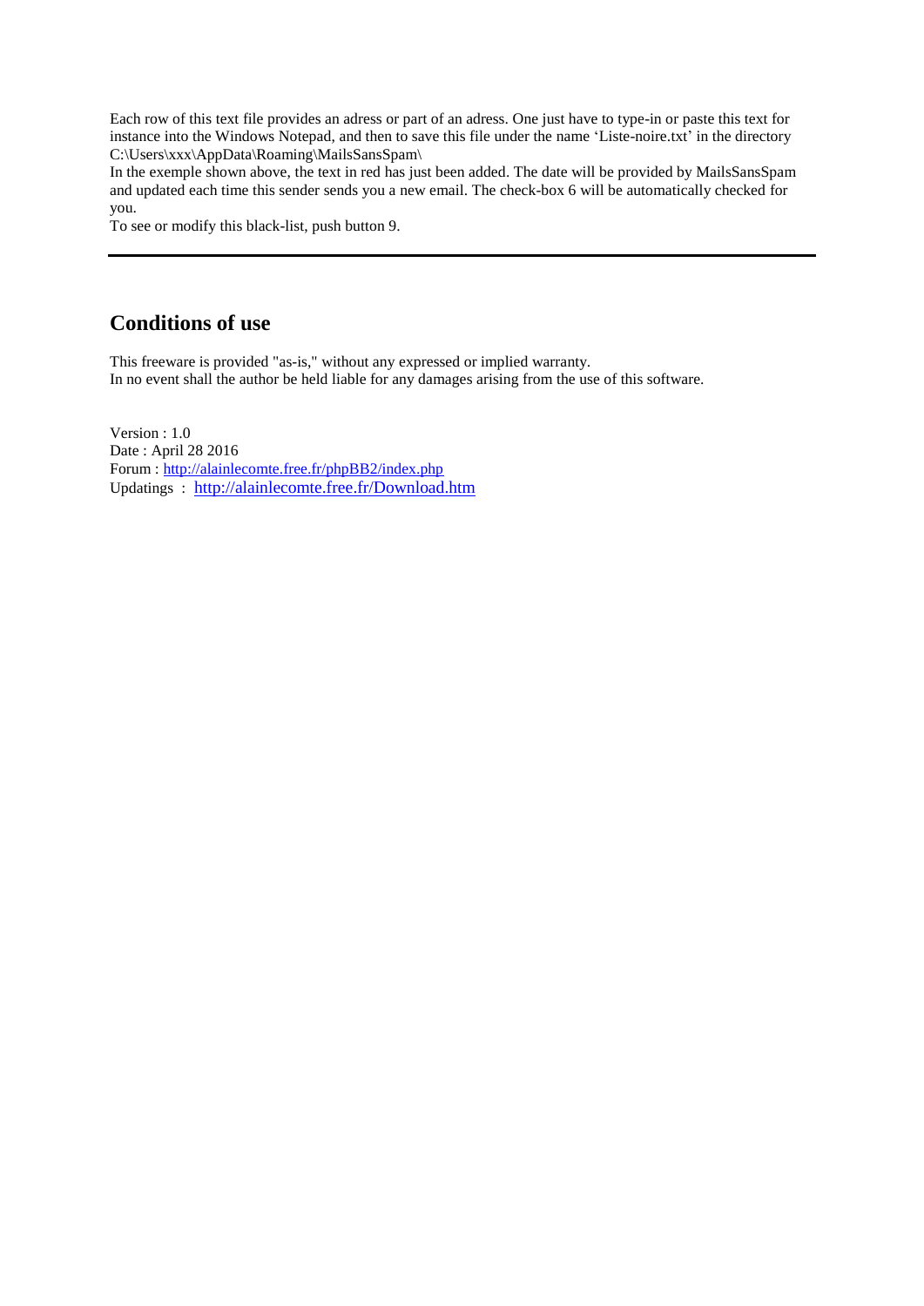Each row of this text file provides an adress or part of an adress. One just have to type-in or paste this text for instance into the Windows Notepad, and then to save this file under the name 'Liste-noire.txt' in the directory C:\Users\xxx\AppData\Roaming\MailsSansSpam\

In the exemple shown above, the text in red has just been added. The date will be provided by MailsSansSpam and updated each time this sender sends you a new email. The check-box 6 will be automatically checked for you.

To see or modify this black-list, push button 9.

---

## Conditions of use

This freeware is provided "as-is," without any expressed or implied warranty.
In no event shall the author be held liable for any damages arising from the use of this software.

Version : 1.0
Date : April 28 2016
Forum : http://alainlecomte.free.fr/phpBB2/index.php
Updatings : http://alainlecomte.free.fr/Download.htm